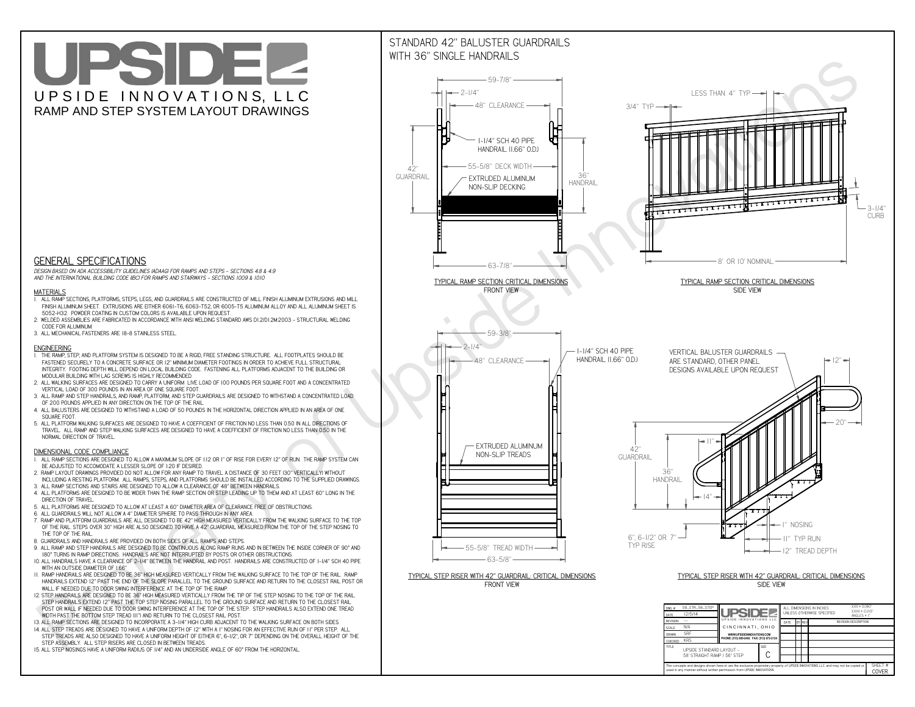# UPSIDE

UPSIDE INNOVATIONS, LLC

RAMP AND STEP SYSTEM LAYOUT DRAWINGS

## GENERAL SPECIFICATIONS

*DESIGN BASED ON ADA ACCESSIBILITY GUIDELINES (ADAAG) FOR RAMPS AND STEPS - SECTIONS 4.8 & 4.9 AND THE INTERNATIONAL BUILDING CODE (IBC) FOR RAMPS AND STAIRWAYS - SECTIONS 1009 & 1010*

### MATERIALS

1. ALL RAMP SECTIONS, PLATFORMS, STEPS, LEGS, AND GUARDRAILS ARE CONSTRUCTED OF MILL FINISH ALUMINUM EXTRUSIONS AND MILL FINISH ALUMINUM SHEET. EXTRUSIONS ARE EITHER 6061-T6, 6063-T52, OR 6005-T5 ALUMINUM ALLOY AND ALL ALUMINUM SHEET IS 5052-H32. POWDER COATING IN CUSTOM COLORS IS AVAILABLE UPON REQUEST.
2. WELDED ASSEMBLIES ARE FABRICATED IN ACCORDANCE WITH ANSI WELDING STANDARD AWS D1.2/D1.2M:2003 - STRUCTURAL WELDING CODE FOR ALUMINUM.
3. ALL MECHANICAL FASTENERS ARE 18-8 STAINLESS STEEL.

### ENGINEERING

1. THE RAMP, STEP, AND PLATFORM SYSTEM IS DESIGNED TO BE A RIGID, FREE STANDING STRUCTURE. ALL FOOTPLATES SHOULD BE FASTENED SECURELY TO A CONCRETE SURFACE OR 12" MINIMUM DIAMETER FOOTINGS IN ORDER TO ACHIEVE FULL STRUCTURAL INTEGRITY. FOOTING DEPTH WILL DEPEND ON LOCAL BUILDING CODE. FASTENING ALL PLATFORMS ADJACENT TO THE BUILDING OR MODULAR BUILDING WITH LAG SCREWS IS HIGHLY RECOMMENDED.
2. ALL WALKING SURFACES ARE DESIGNED TO CARRY A UNIFORM LIVE LOAD OF 100 POUNDS PER SQUARE FOOT AND A CONCENTRATED VERTICAL LOAD OF 300 POUNDS IN AN AREA OF ONE SQUARE FOOT.
3. ALL RAMP AND STEP HANDRAILS, AND RAMP, PLATFORM, AND STEP GUARDRAILS ARE DESIGNED TO WITHSTAND A CONCENTRATED LOAD OF 200 POUNDS APPLIED IN ANY DIRECTION ON THE TOP OF THE RAIL.
4. ALL BALUSTERS ARE DESIGNED TO WITHSTAND A LOAD OF 50 POUNDS IN THE HORIZONTAL DIRECTION APPLIED IN AN AREA OF ONE SQUARE FOOT.
5. ALL PLATFORM WALKING SURFACES ARE DESIGNED TO HAVE A COEFFICIENT OF FRICTION NO LESS THAN 0.50 IN ALL DIRECTIONS OF TRAVEL. ALL RAMP AND STEP WALKING SURFACES ARE DESIGNED TO HAVE A COEFFICIENT OF FRICTION NO LESS THAN 0.50 IN THE NORMAL DIRECTION OF TRAVEL.

### DIMENSIONAL CODE COMPLIANCE

1. ALL RAMP SECTIONS ARE DESIGNED TO ALLOW A MAXIMUM SLOPE OF 1:12 OR 1" OF RISE FOR EVERY 12" OF RUN. THE RAMP SYSTEM CAN BE ADJUSTED TO ACCOMODATE A LESSER SLOPE OF 1:20 IF DESIRED.
2. RAMP LAYOUT DRAWINGS PROVIDED DO NOT ALLOW FOR ANY RAMP TO TRAVEL A DISTANCE OF 30 FEET (30" VERTICALLY) WITHOUT INCLUDING A RESTING PLATFORM. ALL RAMPS, STEPS, AND PLATFORMS SHOULD BE INSTALLED ACCORDING TO THE SUPPLIED DRAWINGS.
3. ALL RAMP SECTIONS AND STAIRS ARE DESIGNED TO ALLOW A CLEARANCE OF 48" BETWEEN HANDRAILS.
4. ALL PLATFORMS ARE DESIGNED TO BE WIDER THAN THE RAMP SECTION OR STEP LEADING UP TO THEM AND AT LEAST 60" LONG IN THE DIRECTION OF TRAVEL.
5. ALL PLATFORMS ARE DESIGNED TO ALLOW AT LEAST A 60" DIAMETER AREA OF CLEARANCE FREE OF OBSTRUCTIONS.
6. ALL GUARDRAILS WILL NOT ALLOW A 4" DIAMETER SPHERE TO PASS THROUGH IN ANY AREA.
7. RAMP AND PLATFORM GUARDRAILS ARE ALL DESIGNED TO BE 42" HIGH MEASURED VERTICALLY FROM THE WALKING SURFACE TO THE TOP OF THE RAIL. STEPS OVER 30" HIGH ARE ALSO DESIGNED TO HAVE A 42" GUARDRAIL MEASURED FROM THE TOP OF THE STEP NOSING TO THE TOP OF THE RAIL.
8. GUARDRAILS AND HANDRAILS ARE PROVIDED ON BOTH SIDES OF ALL RAMPS AND STEPS.
9. ALL RAMP AND STEP HANDRAILS ARE DESIGNED TO BE CONTINUOUS ALONG RAMP RUNS AND IN BETWEEN THE INSIDE CORNER OF 90° AND 180° TURNS IN RAMP DIRECTIONS. HANDRAILS ARE NOT INTERRUPTED BY POSTS OR OTHER OBSTRUCTIONS.
10. ALL HANDRAILS HAVE A CLEARANCE OF 2-1/4" BETWEEN THE HANDRAIL AND POST. HANDRAILS ARE CONSTRUCTED OF 1-1/4" SCH 40 PIPE WITH AN OUTSIDE DIAMETER OF 1.66"
11. RAMP HANDRAILS ARE DESIGNED TO BE 36" HIGH MEASURED VERTICALLY FROM THE WALKING SURFACE TO THE TOP OF THE RAIL. RAMP HANDRAILS EXTEND 12" PAST THE END OF THE SLOPE PARALLEL TO THE GROUND SURFACE AND RETURN TO THE CLOSEST RAIL POST OR WALL IF NEEDED DUE TO DOOR SWING INTERFERENCE AT THE TOP OF THE RAMP.
12. STEP HANDRAILS ARE DESIGNED TO BE 36" HIGH MEASURED VERTICALLY FROM THE TIP OF THE STEP NOSING TO THE TOP OF THE RAIL. STEP HANDRAILS EXTEND 12" PAST THE TOP STEP NOSING PARALLEL TO THE GROUND SURFACE AND RETURN TO THE CLOSEST RAIL POST OR WALL IF NEEDED DUE TO DOOR SWING INTERFERENCE AT THE TOP OF THE STEP. STEP HANDRAILS ALSO EXTEND ONE TREAD WIDTH PAST THE BOTTOM STEP TREAD (11") AND RETURN TO THE CLOSEST RAIL POST.
13. ALL RAMP SECTIONS ARE DESIGNED TO INCORPORATE A 3-1/4" HIGH CURB ADJACENT TO THE WALKING SURFACE ON BOTH SIDES.
14. ALL STEP TREADS ARE DESIGNED TO HAVE A UNIFORM DEPTH OF 12" WITH A 1" NOSING FOR AN EFFECTIVE RUN OF 11" PER STEP. ALL STEP TREADS ARE ALSO DESIGNED TO HAVE A UNIFORM HEIGHT OF EITHER 6", 6-1/2", OR 7" DEPENDING ON THE OVERALL HEIGHT OF THE STEP ASSEMBLY. ALL STEP RISERS ARE CLOSED IN BETWEEN TREADS.
15. ALL STEP NOSINGS HAVE A UNIFORM RADIUS OF 1/4" AND AN UNDERSIDE ANGLE OF 60° FROM THE HORIZONTAL.

## STANDARD 42" BALUSTER GUARDRAILS WITH 36" SINGLE HANDRAILS

59-7/8" · 2-1/4" · 48" CLEARANCE · 1-1/4" SCH 40 PIPE HANDRAIL (1.66" O.D.) · 55-5/8" DECK WIDTH · 42" GUARDRAIL · 36" HANDRAIL · EXTRUDED ALUMINUM NON-SLIP DECKING · 63-7/8"

TYPICAL RAMP SECTION: CRITICAL DIMENSIONS
FRONT VIEW

LESS THAN 4" TYP · 3/4" TYP · 3-1/4" CURB · 8' OR 10' NOMINAL

TYPICAL RAMP SECTION: CRITICAL DIMENSIONS
SIDE VIEW

59-3/8" · 2-1/4" · 48" CLEARANCE · 1-1/4" SCH 40 PIPE HANDRAIL (1.66" O.D.) · EXTRUDED ALUMINUM NON-SLIP TREADS · 55-5/8" TREAD WIDTH · 63-5/8"

TYPICAL STEP RISER WITH 42" GUARDRAIL: CRITICAL DIMENSIONS
FRONT VIEW

VERTICAL BALUSTER GUARDRAILS ARE STANDARD, OTHER PANEL DESIGNS AVAILABLE UPON REQUEST · 12" · 20" · 11" · 42" GUARDRAIL · 36" HANDRAIL · 14" · 1" NOSING · 11" TYP RUN · 12" TREAD DEPTH · 6", 6-1/2" OR 7" TYP RISE

TYPICAL STEP RISER WITH 42" GUARDRAIL: CRITICAL DIMENSIONS
SIDE VIEW

| | | | |
|---|---|---|---|
| DWG # | 58_STR_56_STEP | UPSIDE INNOVATIONS LLC | ALL DIMENSIONS IN INCHES UNLESS OTHERWISE SPECIFIED XXX ± 0.060" XXXX ± 0.015" ANGLES ± 1° |
| DATE | 12/5/14 | CINCINNATI, OHIO | |
| REVISION | — | WWW.UPSIDEINNOVATIONS.COM PHONE: (513) 889-2492 FAX: (513) 672-2124 | |
| SCALE | N/A | | |
| DRAWN | SRF | | |
| CHECKED | KRS | | |
| TITLE | UPSIDE STANDARD LAYOUT - 58' STRAIGHT RAMP & 56" STEP | SIZE C | SHEET # COVER |

| DATE | BY | REV | REVISION DESCRIPTION |
|---|---|---|---|

The concepts and designs shown here-in are the exclusive proprietary property of UPSIDE INNOVATIONS LLC and may not be copied or used in any manner without written permission from UPSIDE INNOVATIONS.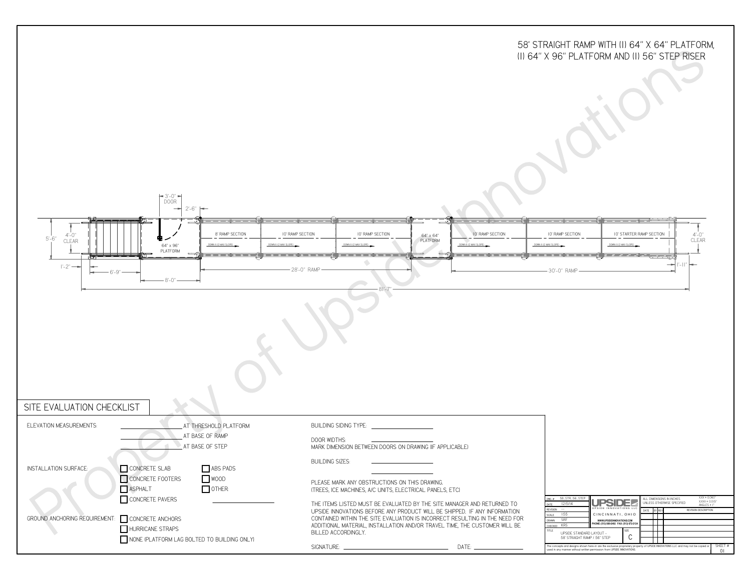# 58' STRAIGHT RAMP WITH (1) 64" X 64" PLATFORM, (1) 64" X 96" PLATFORM AND (1) 56" STEP RISER

3'-0"
DOOR
2'-6"
5'-6"
4'-0"
CLEAR
64" x 96"
PLATFORM
8' RAMP SECTION
DOWN 1:12 MAX SLOPE
10' RAMP SECTION
DOWN 1:12 MAX SLOPE
10' RAMP SECTION
DOWN 1:12 MAX SLOPE
64" x 64"
PLATFORM
10' RAMP SECTION
DOWN 1:12 MAX SLOPE
10' RAMP SECTION
DOWN 1:12 MAX SLOPE
10' STARTER RAMP SECTION
DOWN 1:12 MAX SLOPE
4'-0"
CLEAR
1'-2"
6'-9"
8'-0"
28'-0" RAMP
30'-0" RAMP
1'-11"
81'-7"

## SITE EVALUATION CHECKLIST

ELEVATION MEASUREMENTS: ____________ AT THRESHOLD PLATFORM
____________ AT BASE OF RAMP
____________ AT BASE OF STEP

INSTALLATION SURFACE:
- ☐ CONCRETE SLAB
- ☐ CONCRETE FOOTERS
- ☐ ASPHALT
- ☐ CONCRETE PAVERS
- ☐ ABS PADS
- ☐ WOOD
- ☐ OTHER ____________

GROUND ANCHORING REQUIREMENT:
- ☐ CONCRETE ANCHORS
- ☐ HURRICANE STRAPS
- ☐ NONE (PLATFORM LAG BOLTED TO BUILDING ONLY)

BUILDING SIDING TYPE: ____________

DOOR WIDTHS: ____________
MARK DIMENSION BETWEEN DOORS ON DRAWING (IF APPLICABLE)

BUILDING SIZES: ____________
____________

PLEASE MARK ANY OBSTRUCTIONS ON THIS DRAWING.
(TREES, ICE MACHINES, A/C UNITS, ELECTRICAL PANELS, ETC)

THE ITEMS LISTED MUST BE EVALUATED BY THE SITE MANAGER AND RETURNED TO UPSIDE INNOVATIONS BEFORE ANY PRODUCT WILL BE SHIPPED. IF ANY INFORMATION CONTAINED WITHIN THE SITE EVALUATION IS INCORRECT RESULTING IN THE NEED FOR ADDITIONAL MATERIAL, INSTALLATION AND/OR TRAVEL TIME, THE CUSTOMER WILL BE BILLED ACCORDINGLY.

SIGNATURE: ____________ DATE: ____________

| | |
|---|---|
| DWG # | 58_STR_56_STEP |
| DATE | 12/5/14 |
| REVISION | --- |
| SCALE | 1:55 |
| DRAWN | SRF |
| CHECKED | KRS |
| TITLE | UPSIDE STANDARD LAYOUT - 58' STRAIGHT RAMP / 56" STEP |
| SIZE | C |

UPSIDE INNOVATIONS LLC
CINCINNATI, OHIO
WWW.UPSIDEINNOVATIONS.COM
PHONE: (513) 889-2492 FAX: (513) 672-2124

ALL DIMENSIONS IN INCHES UNLESS OTHERWISE SPECIFIED
X.XX ± 0.060"
X.XXX ± 0.015"
ANGLES ± 1°

| DATE | BY | REV | REVISION DESCRIPTION |
|---|---|---|---|

The concepts and designs shown here-in are the exclusive proprietary property of UPSIDE INNOVATIONS LLC and may not be copied or used in any manner without written permission from UPSIDE INNOVATIONS.

SHEET # 01

Property of Upside Innovations